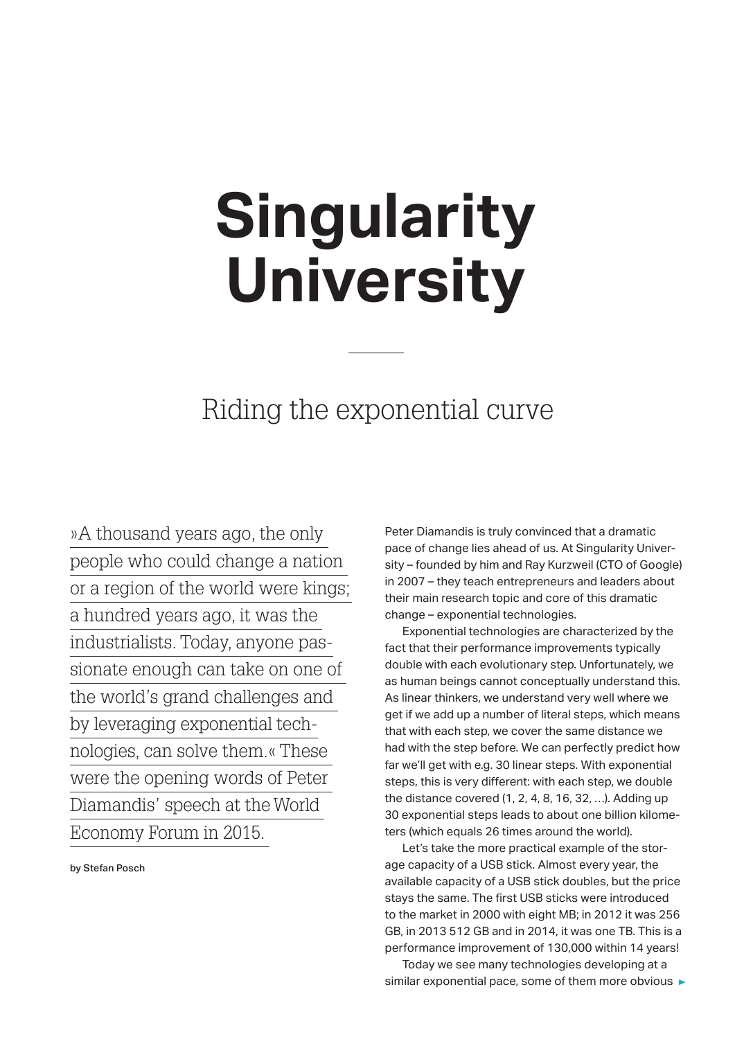# Singularity University

## Riding the exponential curve

»A thousand years ago, the only people who could change a nation or a region of the world were kings; a hundred years ago, it was the industrialists. Today, anyone passionate enough can take on one of the world's grand challenges and by leveraging exponential technologies, can solve them.« These were the opening words of Peter Diamandis' speech at the World Economy Forum in 2015.

by Stefan Posch

Peter Diamandis is truly convinced that a dramatic pace of change lies ahead of us. At Singularity University – founded by him and Ray Kurzweil (CTO of Google) in 2007 – they teach entrepreneurs and leaders about their main research topic and core of this dramatic change – exponential technologies.

Exponential technologies are characterized by the fact that their performance improvements typically double with each evolutionary step. Unfortunately, we as human beings cannot conceptually understand this. As linear thinkers, we understand very well where we get if we add up a number of literal steps, which means that with each step, we cover the same distance we had with the step before. We can perfectly predict how far we'll get with e.g. 30 linear steps. With exponential steps, this is very different: with each step, we double the distance covered (1, 2, 4, 8, 16, 32, …). Adding up 30 exponential steps leads to about one billion kilometers (which equals 26 times around the world).

Let's take the more practical example of the storage capacity of a USB stick. Almost every year, the available capacity of a USB stick doubles, but the price stays the same. The first USB sticks were introduced to the market in 2000 with eight MB; in 2012 it was 256 GB, in 2013 512 GB and in 2014, it was one TB. This is a performance improvement of 130,000 within 14 years!

Today we see many technologies developing at a similar exponential pace, some of them more obvious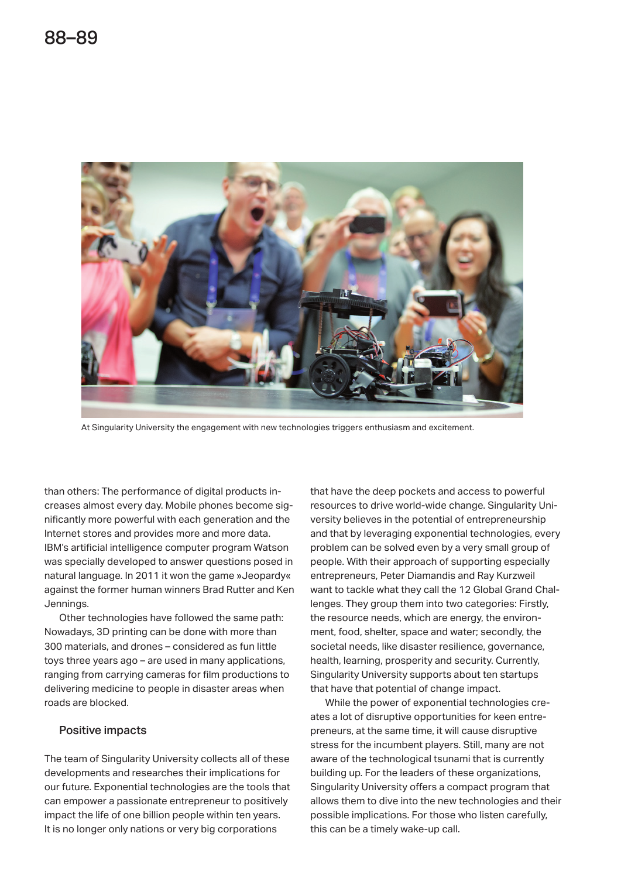At Singularity University the engagement with new technologies triggers enthusiasm and excitement.

than others: The performance of digital products increases almost every day. Mobile phones become significantly more powerful with each generation and the Internet stores and provides more and more data. IBM's artificial intelligence computer program Watson was specially developed to answer questions posed in natural language. In 2011 it won the game »Jeopardy« against the former human winners Brad Rutter and Ken Jennings.

Other technologies have followed the same path: Nowadays, 3D printing can be done with more than 300 materials, and drones – considered as fun little toys three years ago – are used in many applications, ranging from carrying cameras for film productions to delivering medicine to people in disaster areas when roads are blocked.

## Positive impacts

The team of Singularity University collects all of these developments and researches their implications for our future. Exponential technologies are the tools that can empower a passionate entrepreneur to positively impact the life of one billion people within ten years. It is no longer only nations or very big corporations that have the deep pockets and access to powerful resources to drive world-wide change. Singularity University believes in the potential of entrepreneurship and that by leveraging exponential technologies, every problem can be solved even by a very small group of people. With their approach of supporting especially entrepreneurs, Peter Diamandis and Ray Kurzweil want to tackle what they call the 12 Global Grand Challenges. They group them into two categories: Firstly, the resource needs, which are energy, the environment, food, shelter, space and water; secondly, the societal needs, like disaster resilience, governance, health, learning, prosperity and security. Currently, Singularity University supports about ten startups that have that potential of change impact.

While the power of exponential technologies creates a lot of disruptive opportunities for keen entrepreneurs, at the same time, it will cause disruptive stress for the incumbent players. Still, many are not aware of the technological tsunami that is currently building up. For the leaders of these organizations, Singularity University offers a compact program that allows them to dive into the new technologies and their possible implications. For those who listen carefully, this can be a timely wake-up call.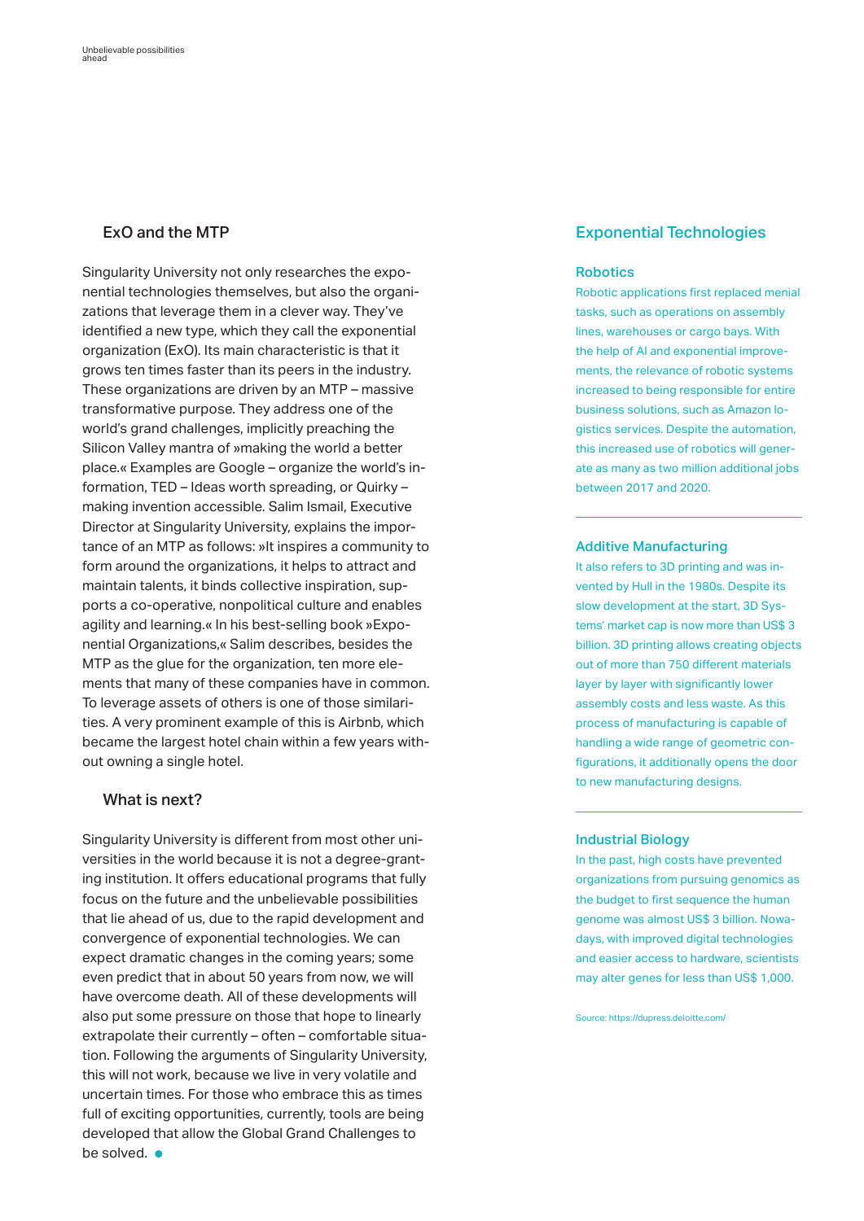## ExO and the MTP

Singularity University not only researches the exponential technologies themselves, but also the organizations that leverage them in a clever way. They've identified a new type, which they call the exponential organization (ExO). Its main characteristic is that it grows ten times faster than its peers in the industry. These organizations are driven by an MTP – massive transformative purpose. They address one of the world's grand challenges, implicitly preaching the Silicon Valley mantra of »making the world a better place.« Examples are Google – organize the world's information, TED – Ideas worth spreading, or Quirky – making invention accessible. Salim Ismail, Executive Director at Singularity University, explains the importance of an MTP as follows: »It inspires a community to form around the organizations, it helps to attract and maintain talents, it binds collective inspiration, supports a co-operative, nonpolitical culture and enables agility and learning.« In his best-selling book »Exponential Organizations,« Salim describes, besides the MTP as the glue for the organization, ten more elements that many of these companies have in common. To leverage assets of others is one of those similarities. A very prominent example of this is Airbnb, which became the largest hotel chain within a few years without owning a single hotel.

## What is next?

Singularity University is different from most other universities in the world because it is not a degree-granting institution. It offers educational programs that fully focus on the future and the unbelievable possibilities that lie ahead of us, due to the rapid development and convergence of exponential technologies. We can expect dramatic changes in the coming years; some even predict that in about 50 years from now, we will have overcome death. All of these developments will also put some pressure on those that hope to linearly extrapolate their currently – often – comfortable situation. Following the arguments of Singularity University, this will not work, because we live in very volatile and uncertain times. For those who embrace this as times full of exciting opportunities, currently, tools are being developed that allow the Global Grand Challenges to be solved.

## Exponential Technologies

### Robotics

Robotic applications first replaced menial tasks, such as operations on assembly lines, warehouses or cargo bays. With the help of AI and exponential improvements, the relevance of robotic systems increased to being responsible for entire business solutions, such as Amazon logistics services. Despite the automation, this increased use of robotics will generate as many as two million additional jobs between 2017 and 2020.

### Additive Manufacturing

It also refers to 3D printing and was invented by Hull in the 1980s. Despite its slow development at the start, 3D Systems' market cap is now more than US$ 3 billion. 3D printing allows creating objects out of more than 750 different materials layer by layer with significantly lower assembly costs and less waste. As this process of manufacturing is capable of handling a wide range of geometric configurations, it additionally opens the door to new manufacturing designs.

### Industrial Biology

In the past, high costs have prevented organizations from pursuing genomics as the budget to first sequence the human genome was almost US$ 3 billion. Nowadays, with improved digital technologies and easier access to hardware, scientists may alter genes for less than US$ 1,000.

Source: https://dupress.deloitte.com/